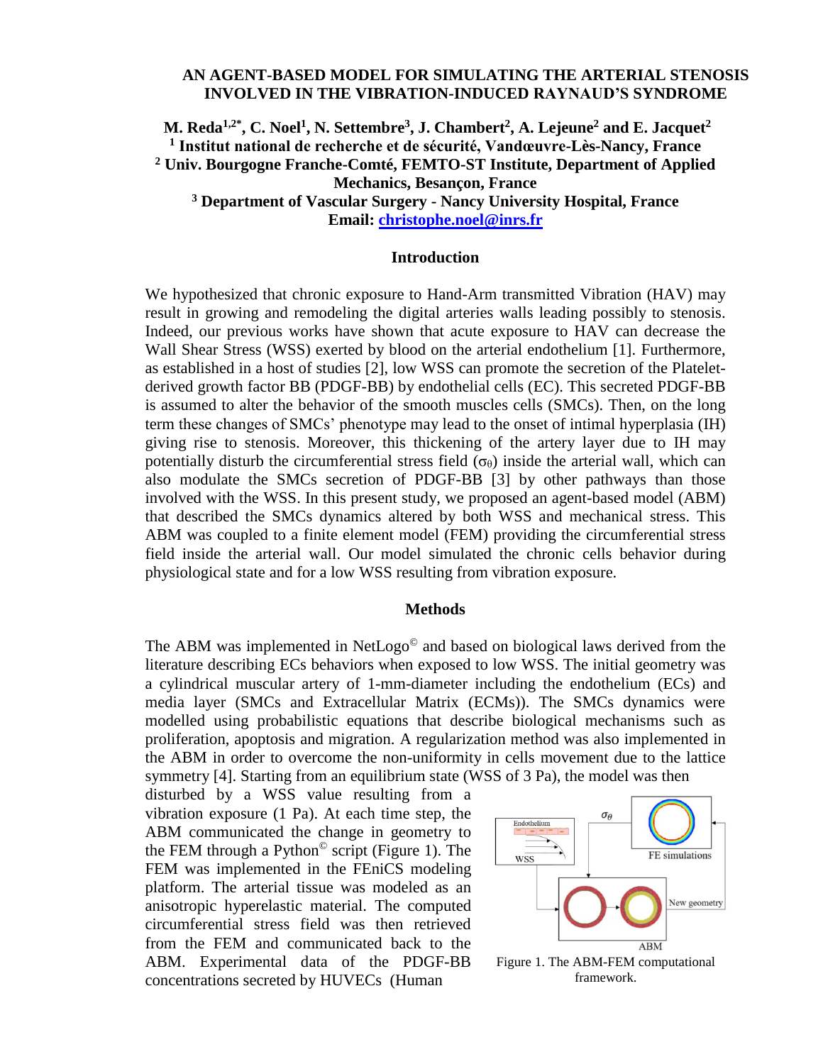# AN AGENT-BASED MODEL FOR SIMULATING THE ARTERIAL STENOSIS INVOLVED IN THE VIBRATION-INDUCED RAYNAUD'S SYNDROME

**M. Reda[1,2*], C. Noel[1], N. Settembre[3], J. Chambert[2], A. Lejeune[2] and E. Jacquet[2]**

**[1] Institut national de recherche et de sécurité, Vandœuvre-Lès-Nancy, France**

**[2] Univ. Bourgogne Franche-Comté, FEMTO-ST Institute, Department of Applied Mechanics, Besançon, France**

**[3] Department of Vascular Surgery - Nancy University Hospital, France**

**Email: christophe.noel@inrs.fr**

## Introduction

We hypothesized that chronic exposure to Hand-Arm transmitted Vibration (HAV) may result in growing and remodeling the digital arteries walls leading possibly to stenosis. Indeed, our previous works have shown that acute exposure to HAV can decrease the Wall Shear Stress (WSS) exerted by blood on the arterial endothelium [1]. Furthermore, as established in a host of studies [2], low WSS can promote the secretion of the Platelet-derived growth factor BB (PDGF-BB) by endothelial cells (EC). This secreted PDGF-BB is assumed to alter the behavior of the smooth muscles cells (SMCs). Then, on the long term these changes of SMCs' phenotype may lead to the onset of intimal hyperplasia (IH) giving rise to stenosis. Moreover, this thickening of the artery layer due to IH may potentially disturb the circumferential stress field ($\sigma_\theta$) inside the arterial wall, which can also modulate the SMCs secretion of PDGF-BB [3] by other pathways than those involved with the WSS. In this present study, we proposed an agent-based model (ABM) that described the SMCs dynamics altered by both WSS and mechanical stress. This ABM was coupled to a finite element model (FEM) providing the circumferential stress field inside the arterial wall. Our model simulated the chronic cells behavior during physiological state and for a low WSS resulting from vibration exposure.

## Methods

The ABM was implemented in NetLogo© and based on biological laws derived from the literature describing ECs behaviors when exposed to low WSS. The initial geometry was a cylindrical muscular artery of 1-mm-diameter including the endothelium (ECs) and media layer (SMCs and Extracellular Matrix (ECMs)). The SMCs dynamics were modelled using probabilistic equations that describe biological mechanisms such as proliferation, apoptosis and migration. A regularization method was also implemented in the ABM in order to overcome the non-uniformity in cells movement due to the lattice symmetry [4]. Starting from an equilibrium state (WSS of 3 Pa), the model was then disturbed by a WSS value resulting from a vibration exposure (1 Pa). At each time step, the ABM communicated the change in geometry to the FEM through a Python© script (Figure 1). The FEM was implemented in the FEniCS modeling platform. The arterial tissue was modeled as an anisotropic hyperelastic material. The computed circumferential stress field was then retrieved from the FEM and communicated back to the ABM. Experimental data of the PDGF-BB concentrations secreted by HUVECs (Human

Figure 1. The ABM-FEM computational framework.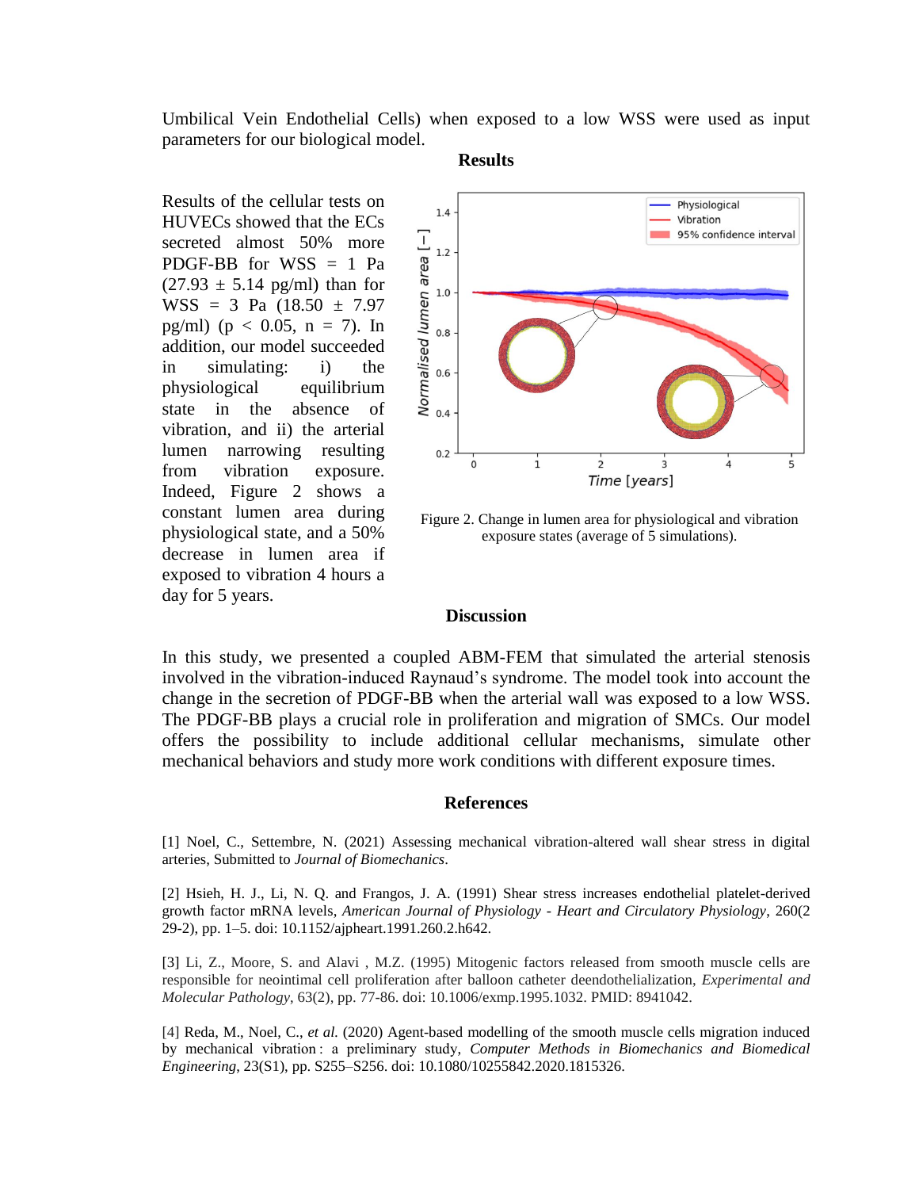Umbilical Vein Endothelial Cells) when exposed to a low WSS were used as input parameters for our biological model.

## Results

Results of the cellular tests on HUVECs showed that the ECs secreted almost 50% more PDGF-BB for WSS = 1 Pa (27.93 ± 5.14 pg/ml) than for WSS = 3 Pa (18.50 ± 7.97 pg/ml) ($p < 0.05$, $n = 7$). In addition, our model succeeded in simulating: i) the physiological equilibrium state in the absence of vibration, and ii) the arterial lumen narrowing resulting from vibration exposure. Indeed, Figure 2 shows a constant lumen area during physiological state, and a 50% decrease in lumen area if exposed to vibration 4 hours a day for 5 years.

Physiological
Vibration
95% confidence interval
Normalised lumen area [−]
0.2
0.4
0.6
0.8
1.0
1.2
1.4
0
1
2
3
4
5
Time [years]

Figure 2. Change in lumen area for physiological and vibration exposure states (average of 5 simulations).

## Discussion

In this study, we presented a coupled ABM-FEM that simulated the arterial stenosis involved in the vibration-induced Raynaud's syndrome. The model took into account the change in the secretion of PDGF-BB when the arterial wall was exposed to a low WSS. The PDGF-BB plays a crucial role in proliferation and migration of SMCs. Our model offers the possibility to include additional cellular mechanisms, simulate other mechanical behaviors and study more work conditions with different exposure times.

## References

[1] Noel, C., Settembre, N. (2021) Assessing mechanical vibration-altered wall shear stress in digital arteries, Submitted to *Journal of Biomechanics*.

[2] Hsieh, H. J., Li, N. Q. and Frangos, J. A. (1991) Shear stress increases endothelial platelet-derived growth factor mRNA levels, *American Journal of Physiology - Heart and Circulatory Physiology*, 260(2 29-2), pp. 1–5. doi: 10.1152/ajpheart.1991.260.2.h642.

[3] Li, Z., Moore, S. and Alavi , M.Z. (1995) Mitogenic factors released from smooth muscle cells are responsible for neointimal cell proliferation after balloon catheter deendothelialization, *Experimental and Molecular Pathology*, 63(2), pp. 77-86. doi: 10.1006/exmp.1995.1032. PMID: 8941042.

[4] Reda, M., Noel, C., *et al.* (2020) Agent-based modelling of the smooth muscle cells migration induced by mechanical vibration : a preliminary study, *Computer Methods in Biomechanics and Biomedical Engineering*, 23(S1), pp. S255–S256. doi: 10.1080/10255842.2020.1815326.